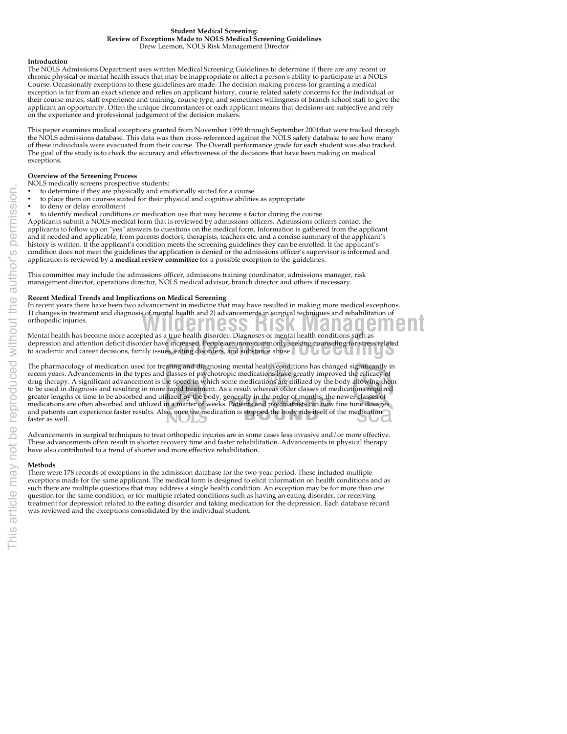**Student Medical Screening:**
**Review of Exceptions Made to NOLS Medical Screening Guidelines**
Drew Leemon, NOLS Risk Management Director

**Introduction**
The NOLS Admissions Department uses written Medical Screening Guidelines to determine if there are any recent or chronic physical or mental health issues that may be inappropriate or affect a person's ability to participate in a NOLS Course. Occasionally exceptions to these guidelines are made. The decision making process for granting a medical exception is far from an exact science and relies on applicant history, course related safety concerns for the individual or their course mates, staff experience and training, course type, and sometimes willingness of branch school staff to give the applicant an opportunity. Often the unique circumstances of each applicant means that decisions are subjective and rely on the experience and professional judgement of the decision makers.

This paper examines medical exceptions granted from November 1999 through September 2001that were tracked through the NOLS admissions database. This data was then cross-referenced against the NOLS safety database to see how many of these individuals were evacuated from their course. The Overall performance grade for each student was also tracked. The goal of the study is to check the accuracy and effectiveness of the decisions that have been making on medical exceptions.

**Overview of the Screening Process**
NOLS medically screens prospective students:

- to determine if they are physically and emotionally suited for a course
- to place them on courses suited for their physical and cognitive abilities as appropriate
- to deny or delay enrollment
- to identify medical conditions or medication use that may become a factor during the course

Applicants submit a NOLS medical form that is reviewed by admissions officers. Admissions officers contact the applicants to follow up on "yes" answers to questions on the medical form. Information is gathered from the applicant and if needed and applicable, from parents doctors, therapists, teachers etc. and a concise summary of the applicant's history is written. If the applicant's condition meets the screening guidelines they can be enrolled. If the applicant's condition does not meet the guidelines the application is denied or the admissions officer's supervisor is informed and application is reviewed by a **medical review committee** for a possible exception to the guidelines.

This committee may include the admissions officer, admissions training coordinator, admissions manager, risk management director, operations director, NOLS medical advisor, branch director and others if necessary.

**Recent Medical Trends and Implications on Medical Screening**
In recent years there have been two advancement in medicine that may have resulted in making more medical exceptions. 1) changes in treatment and diagnosis of mental health and 2) advancements in surgical techniques and rehabilitation of orthopedic injuries.

Mental health has become more accepted as a true health disorder. Diagnoses of mental health conditions such as depression and attention deficit disorder have increased. People are more commonly seeking counseling for stress related to academic and career decisions, family issues, eating disorders, and substance abuse.

The pharmacology of medication used for treating and diagnosing mental health conditions has changed significantly in recent years. Advancements in the types and classes of psychotropic medications have greatly improved the efficacy of drug therapy. A significant advancement is the speed in which some medications are utilized by the body allowing them to be used in diagnosis and resulting in more rapid treatment. As a result whereas older classes of medications required greater lengths of time to be absorbed and utilized by the body, generally in the order of months, the newer classes of medications are often absorbed and utilized in a matter of weeks. Patients and psychiatrists can now fine tune dosages and patients can experience faster results. Also, once the medication is stopped the body rids itself of the medication faster as well.

Advancements in surgical techniques to treat orthopedic injuries are in some cases less invasive and/or more effective. These advancements often result in shorter recovery time and faster rehabilitation. Advancements in physical therapy have also contributed to a trend of shorter and more effective rehabilitation.

**Methods**
There were 178 records of exceptions in the admission database for the two-year period. These included multiple exceptions made for the same applicant. The medical form is designed to elicit information on health conditions and as such there are multiple questions that may address a single health condition. An exception may be for more than one question for the same condition, or for multiple related conditions such as having an eating disorder, for receiving treatment for depression related to the eating disorder and taking medication for the depression. Each database record was reviewed and the exceptions consolidated by the individual student.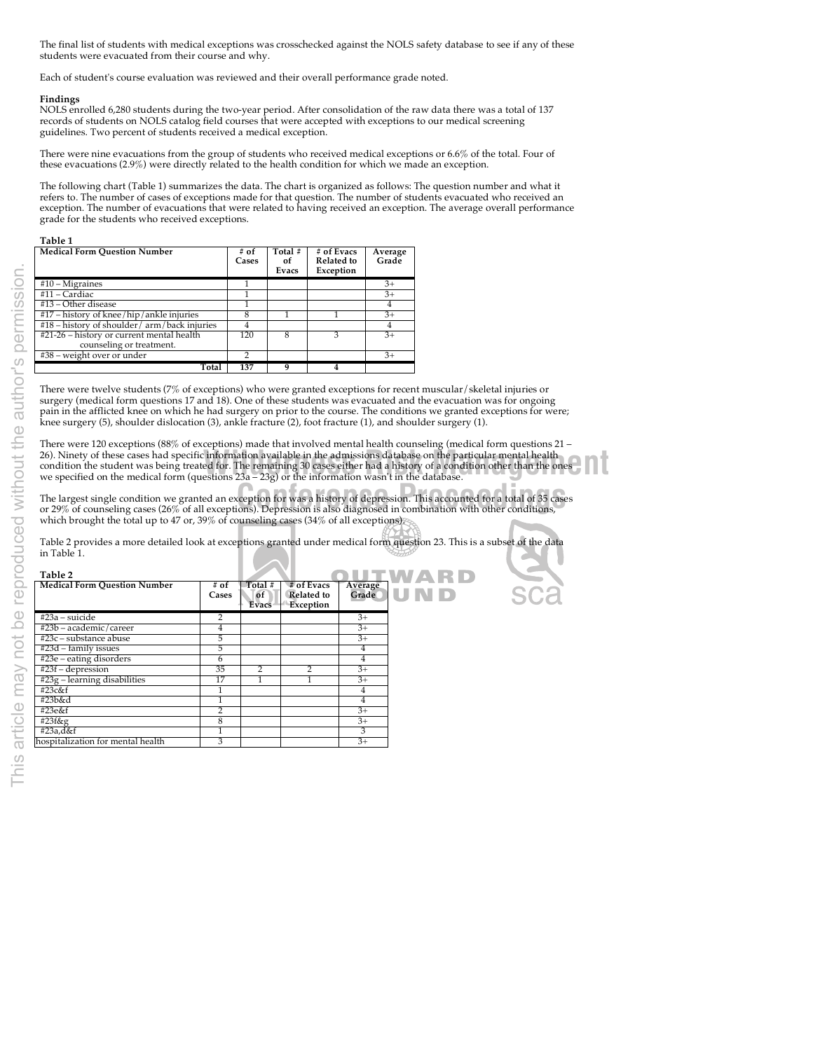The final list of students with medical exceptions was crosschecked against the NOLS safety database to see if any of these students were evacuated from their course and why.

Each of student's course evaluation was reviewed and their overall performance grade noted.

**Findings**
NOLS enrolled 6,280 students during the two-year period. After consolidation of the raw data there was a total of 137 records of students on NOLS catalog field courses that were accepted with exceptions to our medical screening guidelines. Two percent of students received a medical exception.

There were nine evacuations from the group of students who received medical exceptions or 6.6% of the total. Four of these evacuations (2.9%) were directly related to the health condition for which we made an exception.

The following chart (Table 1) summarizes the data. The chart is organized as follows: The question number and what it refers to. The number of cases of exceptions made for that question. The number of students evacuated who received an exception. The number of evacuations that were related to having received an exception. The average overall performance grade for the students who received exceptions.

**Table 1**

| Medical Form Question Number | # of Cases | Total # of Evacs | # of Evacs Related to Exception | Average Grade |
|---|---|---|---|---|
| #10 – Migraines | 1 | | | 3+ |
| #11 – Cardiac | 1 | | | 3+ |
| #13 – Other disease | 1 | | | 4 |
| #17 – history of knee/hip/ankle injuries | 8 | 1 | 1 | 3+ |
| #18 – history of shoulder/ arm/back injuries | 4 | | | 4 |
| #21-26 – history or current mental health counseling or treatment. | 120 | 8 | 3 | 3+ |
| #38 – weight over or under | 2 | | | 3+ |
| Total | 137 | 9 | 4 | |

There were twelve students (7% of exceptions) who were granted exceptions for recent muscular/skeletal injuries or surgery (medical form questions 17 and 18). One of these students was evacuated and the evacuation was for ongoing pain in the afflicted knee on which he had surgery on prior to the course. The conditions we granted exceptions for were; knee surgery (5), shoulder dislocation (3), ankle fracture (2), foot fracture (1), and shoulder surgery (1).

There were 120 exceptions (88% of exceptions) made that involved mental health counseling (medical form questions 21 – 26). Ninety of these cases had specific information available in the admissions database on the particular mental health condition the student was being treated for. The remaining 30 cases either had a history of a condition other than the ones we specified on the medical form (questions 23a – 23g) or the information wasn't in the database.

The largest single condition we granted an exception for was a history of depression. This accounted for a total of 35 cases or 29% of counseling cases (26% of all exceptions). Depression is also diagnosed in combination with other conditions, which brought the total up to 47 or, 39% of counseling cases (34% of all exceptions).

Table 2 provides a more detailed look at exceptions granted under medical form question 23. This is a subset of the data in Table 1.

**Table 2**

| Medical Form Question Number | # of Cases | Total # of Evacs | # of Evacs Related to Exception | Average Grade |
|---|---|---|---|---|
| #23a – suicide | 2 | | | 3+ |
| #23b – academic/career | 4 | | | 3+ |
| #23c – substance abuse | 5 | | | 3+ |
| #23d – family issues | 5 | | | 4 |
| #23e – eating disorders | 6 | | | 4 |
| #23f – depression | 35 | 2 | 2 | 3+ |
| #23g – learning disabilities | 17 | 1 | 1 | 3+ |
| #23c&f | 1 | | | 4 |
| #23b&d | 1 | | | 4 |
| #23e&f | 2 | | | 3+ |
| #23f&g | 8 | | | 3+ |
| #23a,d&f | 1 | | | 3 |
| hospitalization for mental health | 3 | | | 3+ |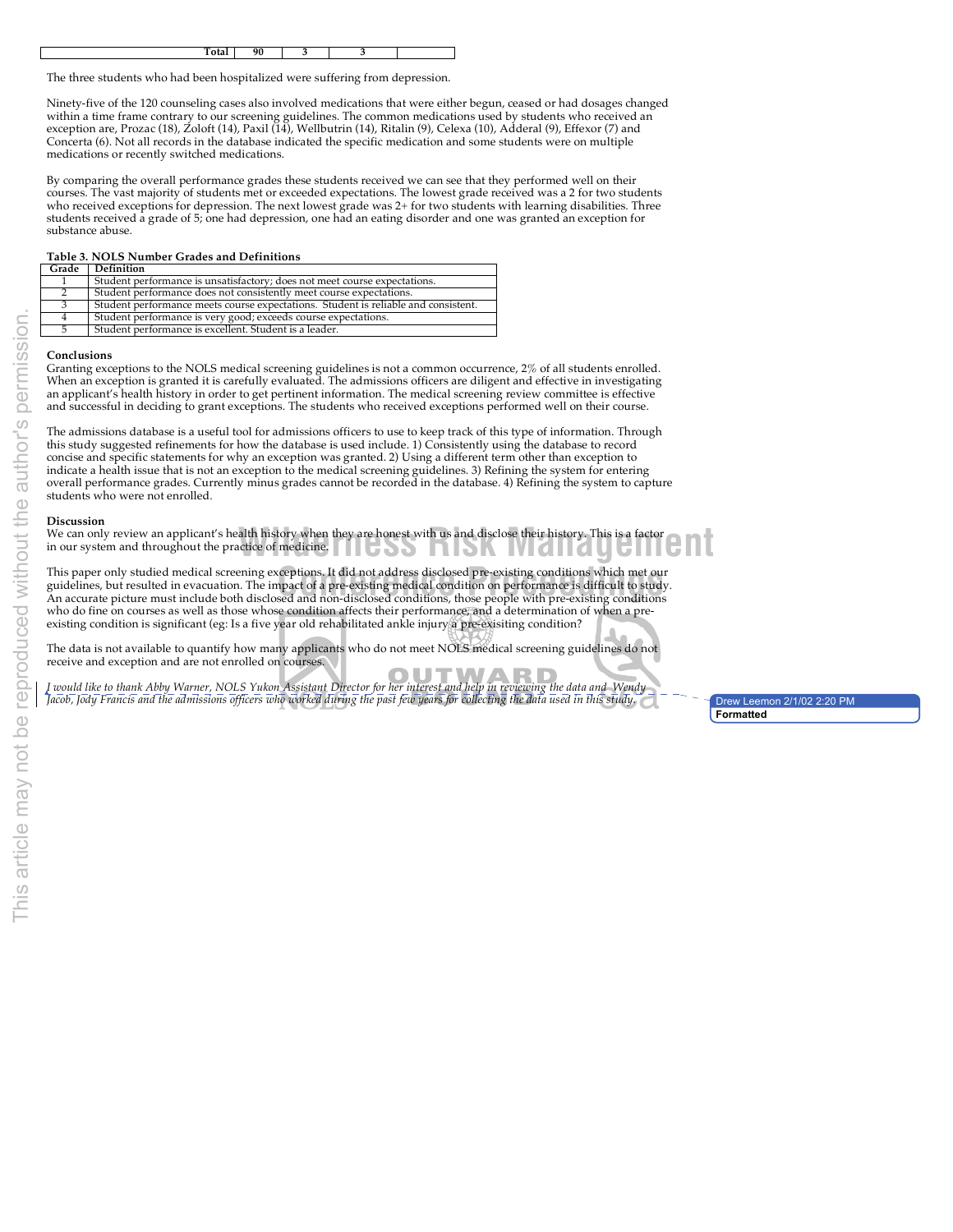| | | | | |
|---|---|---|---|---|
| Total | 90 | 3 | 3 | |

The three students who had been hospitalized were suffering from depression.

Ninety-five of the 120 counseling cases also involved medications that were either begun, ceased or had dosages changed within a time frame contrary to our screening guidelines. The common medications used by students who received an exception are, Prozac (18), Zoloft (14), Paxil (14), Wellbutrin (14), Ritalin (9), Celexa (10), Adderal (9), Effexor (7) and Concerta (6). Not all records in the database indicated the specific medication and some students were on multiple medications or recently switched medications.

By comparing the overall performance grades these students received we can see that they performed well on their courses. The vast majority of students met or exceeded expectations. The lowest grade received was a 2 for two students who received exceptions for depression. The next lowest grade was 2+ for two students with learning disabilities. Three students received a grade of 5; one had depression, one had an eating disorder and one was granted an exception for substance abuse.

**Table 3. NOLS Number Grades and Definitions**

| Grade | Definition |
|---|---|
| 1 | Student performance is unsatisfactory; does not meet course expectations. |
| 2 | Student performance does not consistently meet course expectations. |
| 3 | Student performance meets course expectations. Student is reliable and consistent. |
| 4 | Student performance is very good; exceeds course expectations. |
| 5 | Student performance is excellent. Student is a leader. |

**Conclusions**

Granting exceptions to the NOLS medical screening guidelines is not a common occurrence, 2% of all students enrolled. When an exception is granted it is carefully evaluated. The admissions officers are diligent and effective in investigating an applicant's health history in order to get pertinent information. The medical screening review committee is effective and successful in deciding to grant exceptions. The students who received exceptions performed well on their course.

The admissions database is a useful tool for admissions officers to use to keep track of this type of information. Through this study suggested refinements for how the database is used include. 1) Consistently using the database to record concise and specific statements for why an exception was granted. 2) Using a different term other than exception to indicate a health issue that is not an exception to the medical screening guidelines. 3) Refining the system for entering overall performance grades. Currently minus grades cannot be recorded in the database. 4) Refining the system to capture students who were not enrolled.

**Discussion**

We can only review an applicant's health history when they are honest with us and disclose their history. This is a factor in our system and throughout the practice of medicine.

This paper only studied medical screening exceptions. It did not address disclosed pre-existing conditions which met our guidelines, but resulted in evacuation. The impact of a pre-existing medical condition on performance is difficult to study. An accurate picture must include both disclosed and non-disclosed conditions, those people with pre-existing conditions who do fine on courses as well as those whose condition affects their performance, and a determination of when a pre-existing condition is significant (eg: Is a five year old rehabilitated ankle injury a pre-exisiting condition?

The data is not available to quantify how many applicants who do not meet NOLS medical screening guidelines do not receive and exception and are not enrolled on courses.

*I would like to thank Abby Warner, NOLS Yukon Assistant Director for her interest and help in reviewing the data and Wendy Jacob, Jody Francis and the admissions officers who worked during the past few years for collecting the data used in this study.*